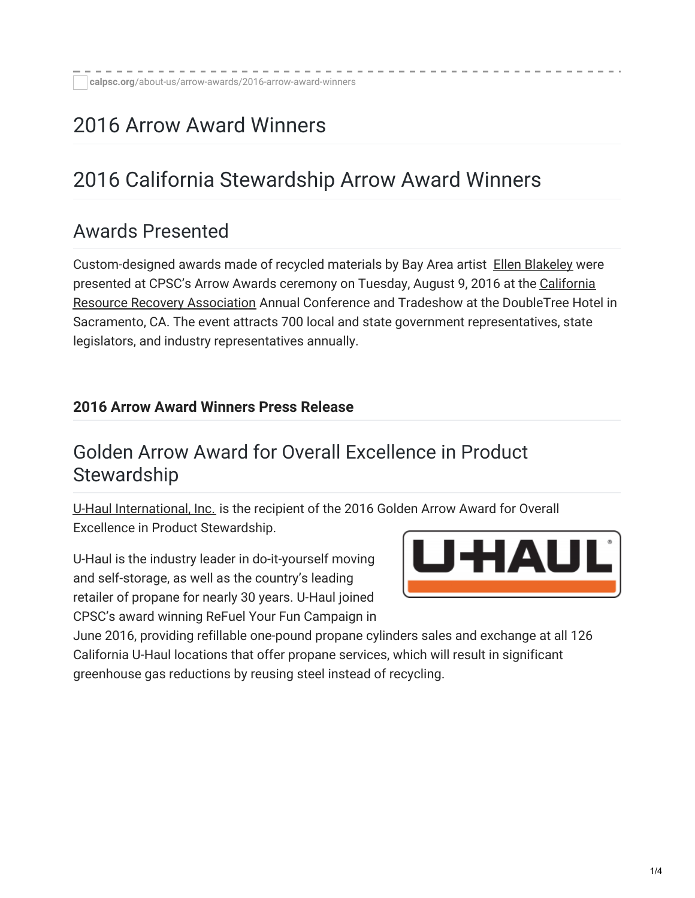# 2016 Arrow Award Winners

## 2016 California Stewardship Arrow Award Winners

## Awards Presented

Custom-designed awards made of recycled materials by Bay Area artist Ellen Blakeley were presented at CPSC's Arrow Awards ceremony on Tuesday, August 9, 2016 at the California Resource Recovery Association Annual Conference and Tradeshow at the DoubleTree Hotel in Sacramento, CA. The event attracts 700 local and state government representatives, state legislators, and industry representatives annually.

**2016 Arrow Award Winners Press Release**

## Golden Arrow Award for Overall Excellence in Product Stewardship

U-Haul International, Inc. is the recipient of the 2016 Golden Arrow Award for Overall Excellence in Product Stewardship.

U-Haul is the industry leader in do-it-yourself moving and self-storage, as well as the country's leading retailer of propane for nearly 30 years. U-Haul joined CPSC's award winning ReFuel Your Fun Campaign in June 2016, providing refillable one-pound propane cylinders sales and exchange at all 126 California U-Haul locations that offer propane services, which will result in significant greenhouse gas reductions by reusing steel instead of recycling.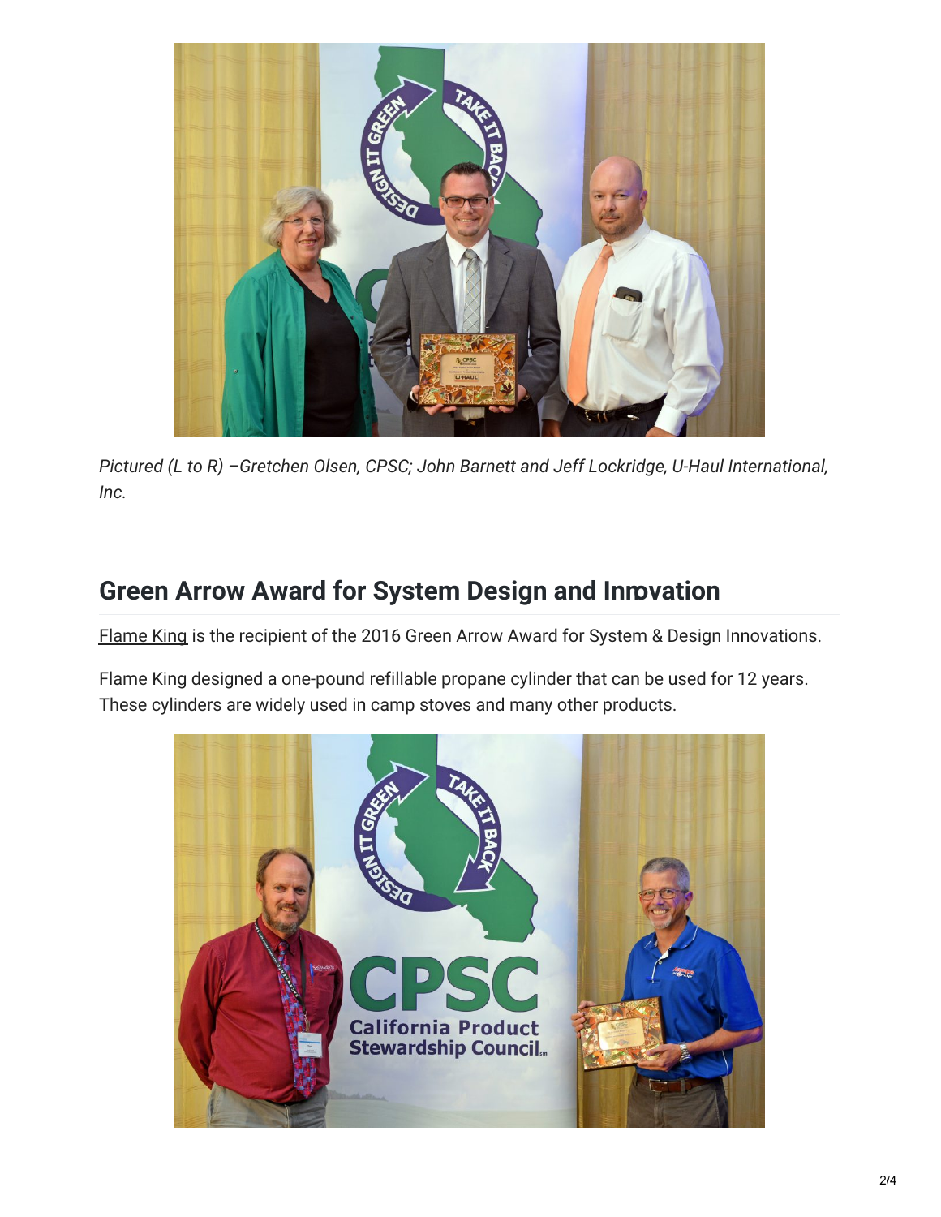*Pictured (L to R) –Gretchen Olsen, CPSC; John Barnett and Jeff Lockridge, U-Haul International, Inc.*

## Green Arrow Award for System Design and Innovation

Flame King is the recipient of the 2016 Green Arrow Award for System & Design Innovations.

Flame King designed a one-pound refillable propane cylinder that can be used for 12 years. These cylinders are widely used in camp stoves and many other products.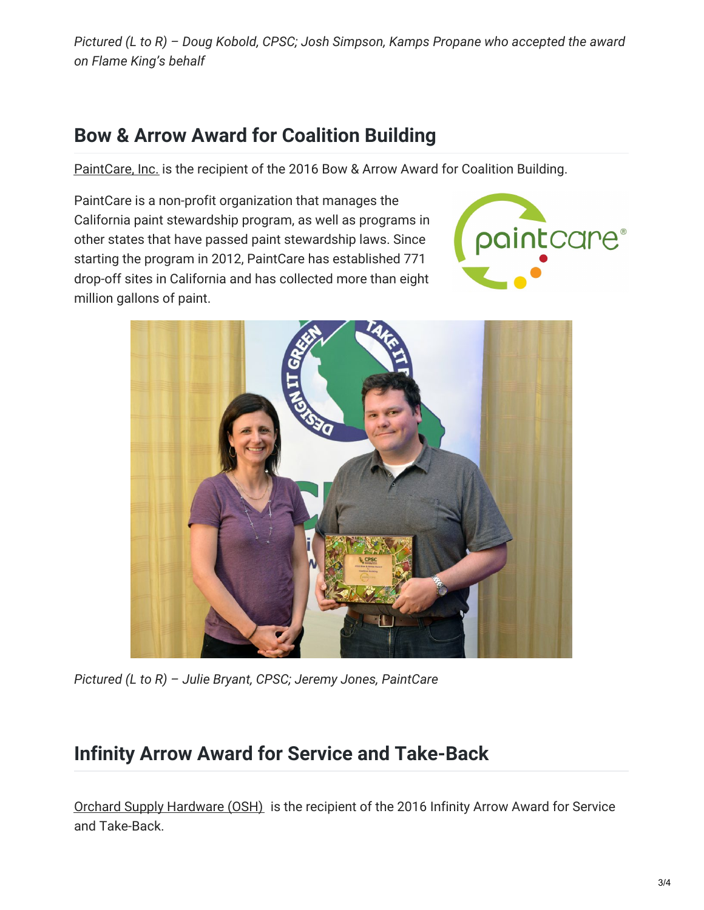*Pictured (L to R) – Doug Kobold, CPSC; Josh Simpson, Kamps Propane who accepted the award on Flame King's behalf*

## Bow & Arrow Award for Coalition Building

PaintCare, Inc. is the recipient of the 2016 Bow & Arrow Award for Coalition Building.

PaintCare is a non-profit organization that manages the California paint stewardship program, as well as programs in other states that have passed paint stewardship laws. Since starting the program in 2012, PaintCare has established 771 drop-off sites in California and has collected more than eight million gallons of paint.

*Pictured (L to R) – Julie Bryant, CPSC; Jeremy Jones, PaintCare*

## Infinity Arrow Award for Service and Take-Back

Orchard Supply Hardware (OSH) is the recipient of the 2016 Infinity Arrow Award for Service and Take-Back.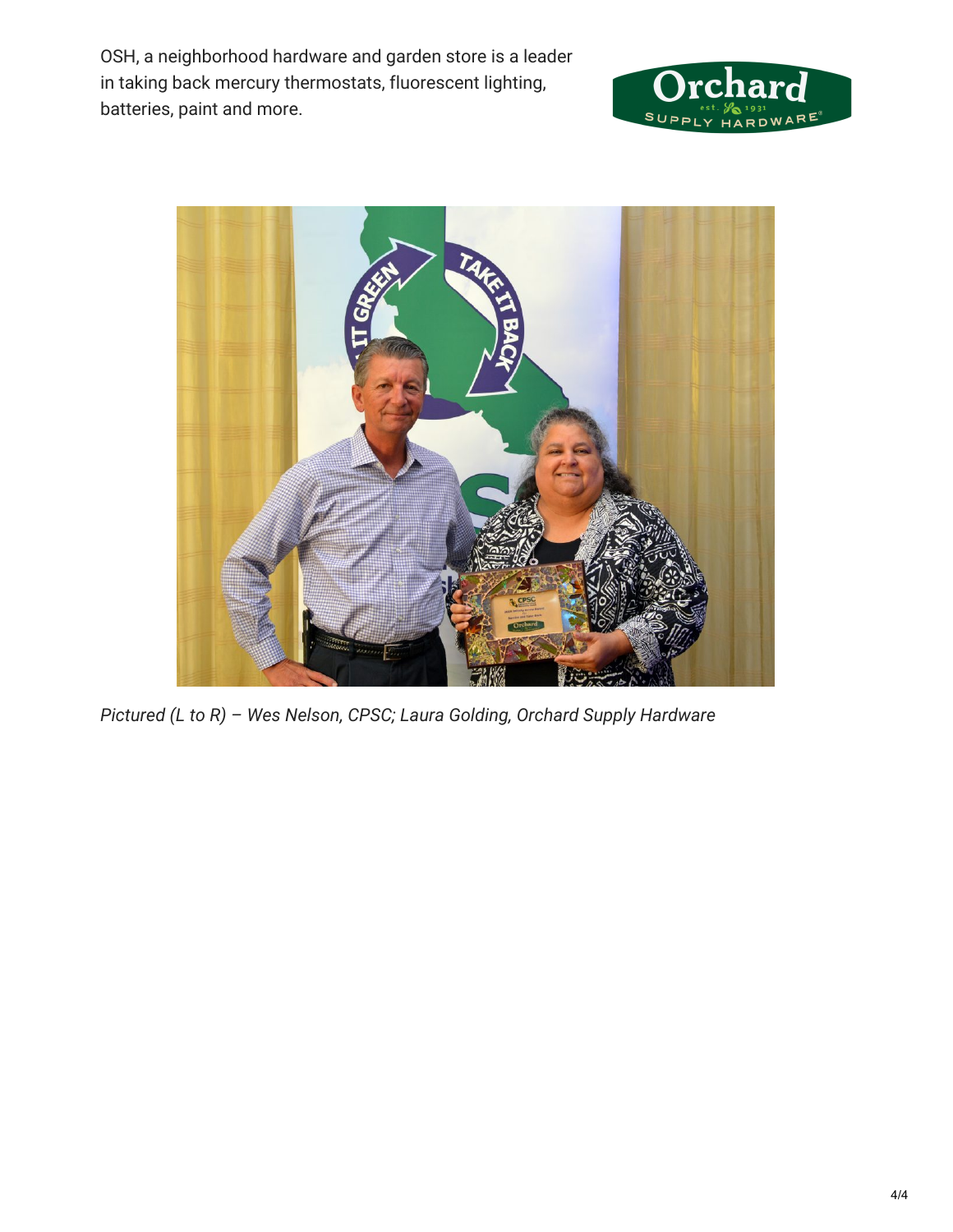OSH, a neighborhood hardware and garden store is a leader in taking back mercury thermostats, fluorescent lighting, batteries, paint and more.

*Pictured (L to R) – Wes Nelson, CPSC; Laura Golding, Orchard Supply Hardware*